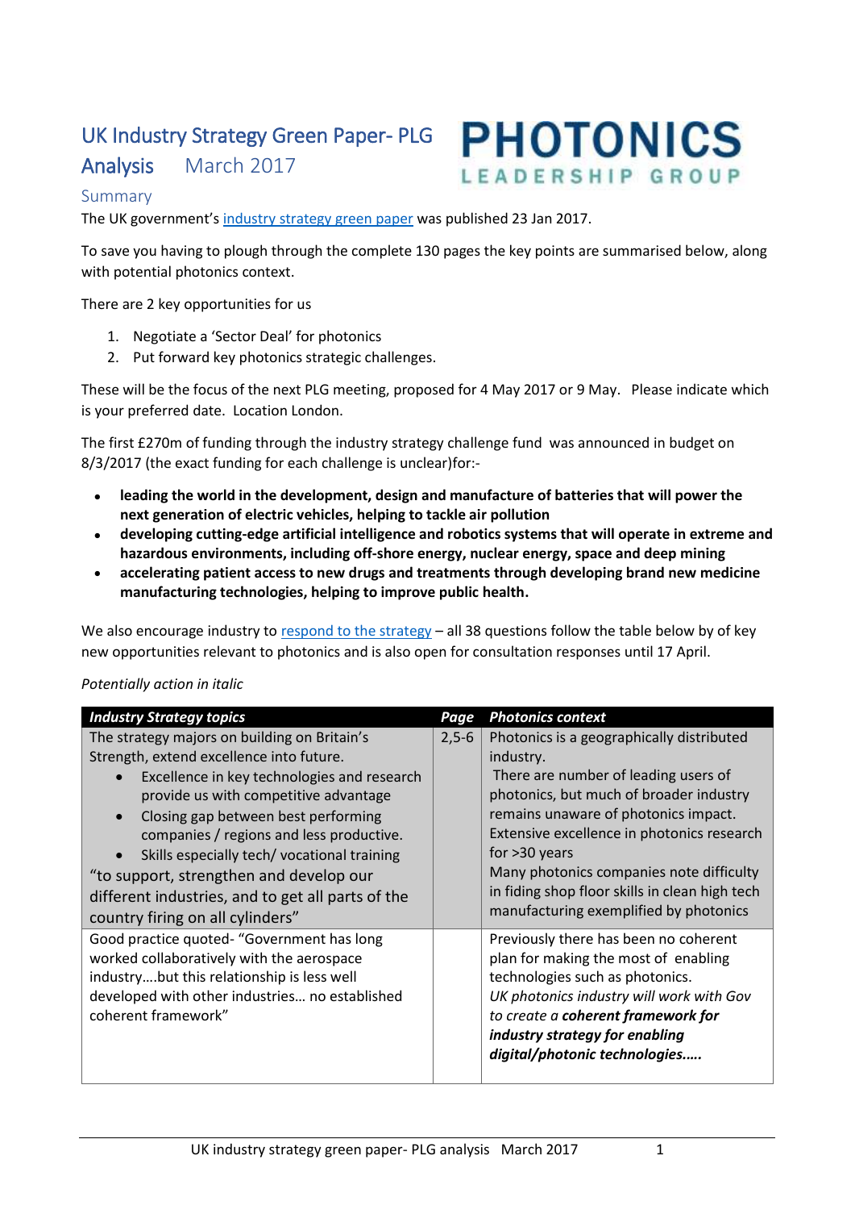# UK Industry Strategy Green Paper- PLG Analysis March 2017

PHOTONICS LEADERSHIP GROUP

## Summary

The UK government's industry strategy green paper was published 23 Jan 2017.

To save you having to plough through the complete 130 pages the key points are summarised below, along with potential photonics context.

There are 2 key opportunities for us

1. Negotiate a 'Sector Deal' for photonics
2. Put forward key photonics strategic challenges.

These will be the focus of the next PLG meeting, proposed for 4 May 2017 or 9 May. Please indicate which is your preferred date. Location London.

The first £270m of funding through the industry strategy challenge fund was announced in budget on 8/3/2017 (the exact funding for each challenge is unclear)for:-

- **leading the world in the development, design and manufacture of batteries that will power the next generation of electric vehicles, helping to tackle air pollution**
- **developing cutting-edge artificial intelligence and robotics systems that will operate in extreme and hazardous environments, including off-shore energy, nuclear energy, space and deep mining**
- **accelerating patient access to new drugs and treatments through developing brand new medicine manufacturing technologies, helping to improve public health.**

We also encourage industry to respond to the strategy – all 38 questions follow the table below by of key new opportunities relevant to photonics and is also open for consultation responses until 17 April.

*Potentially action in italic*

| *Industry Strategy topics* | *Page* | *Photonics context* |
|---|---|---|
| The strategy majors on building on Britain's Strength, extend excellence into future.<br>• Excellence in key technologies and research provide us with competitive advantage<br>• Closing gap between best performing companies / regions and less productive.<br>• Skills especially tech/ vocational training<br>"to support, strengthen and develop our different industries, and to get all parts of the country firing on all cylinders" | 2,5-6 | Photonics is a geographically distributed industry.<br>There are number of leading users of photonics, but much of broader industry remains unaware of photonics impact.<br>Extensive excellence in photonics research for >30 years<br>Many photonics companies note difficulty in fiding shop floor skills in clean high tech manufacturing exemplified by photonics |
| Good practice quoted- "Government has long worked collaboratively with the aerospace industry….but this relationship is less well developed with other industries… no established coherent framework" | | Previously there has been no coherent plan for making the most of enabling technologies such as photonics.<br>*UK photonics industry will work with Gov to create a* ***coherent framework for industry strategy for enabling digital/photonic technologies…..*** |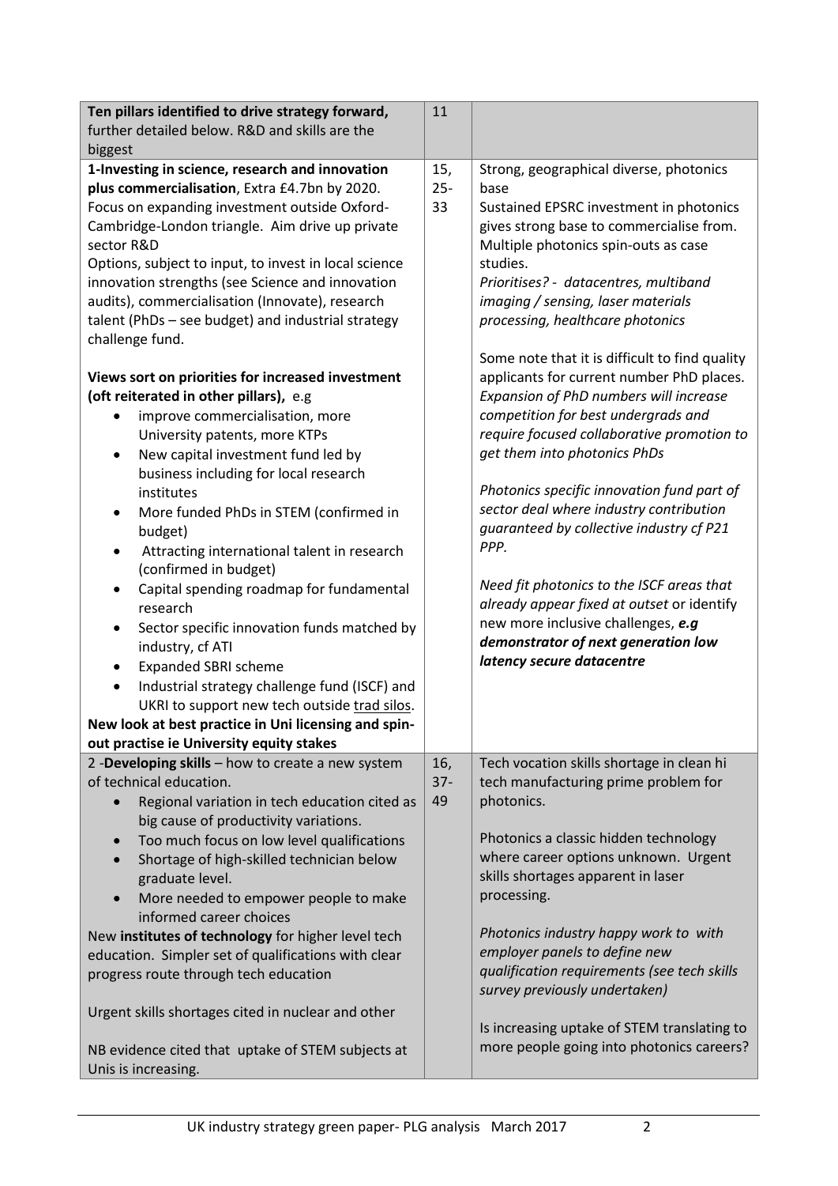| | | |
|---|---|---|
| **Ten pillars identified to drive strategy forward,** further detailed below. R&D and skills are the biggest | 11 | |
| **1-Investing in science, research and innovation plus commercialisation**, Extra £4.7bn by 2020. Focus on expanding investment outside Oxford-Cambridge-London triangle. Aim drive up private sector R&D<br>Options, subject to input, to invest in local science innovation strengths (see Science and innovation audits), commercialisation (Innovate), research talent (PhDs – see budget) and industrial strategy challenge fund.<br><br>**Views sort on priorities for increased investment (oft reiterated in other pillars),** e.g<br>• improve commercialisation, more University patents, more KTPs<br>• New capital investment fund led by business including for local research institutes<br>• More funded PhDs in STEM (confirmed in budget)<br>• Attracting international talent in research (confirmed in budget)<br>• Capital spending roadmap for fundamental research<br>• Sector specific innovation funds matched by industry, cf ATI<br>• Expanded SBRI scheme<br>• Industrial strategy challenge fund (ISCF) and UKRI to support new tech outside trad silos.<br>**New look at best practice in Uni licensing and spin-out practise ie University equity stakes** | 15, 25-33 | Strong, geographical diverse, photonics base<br>Sustained EPSRC investment in photonics gives strong base to commercialise from. Multiple photonics spin-outs as case studies.<br>*Prioritises? - datacentres, multiband imaging / sensing, laser materials processing, healthcare photonics*<br><br>Some note that it is difficult to find quality applicants for current number PhD places. *Expansion of PhD numbers will increase competition for best undergrads and require focused collaborative promotion to get them into photonics PhDs*<br><br>*Photonics specific innovation fund part of sector deal where industry contribution guaranteed by collective industry cf P21 PPP.*<br><br>*Need fit photonics to the ISCF areas that already appear fixed at outset* or identify new more inclusive challenges, ***e.g demonstrator of next generation low latency secure datacentre*** |
| 2 -**Developing skills** – how to create a new system of technical education.<br>• Regional variation in tech education cited as big cause of productivity variations.<br>• Too much focus on low level qualifications<br>• Shortage of high-skilled technician below graduate level.<br>• More needed to empower people to make informed career choices<br>New **institutes of technology** for higher level tech education. Simpler set of qualifications with clear progress route through tech education<br><br>Urgent skills shortages cited in nuclear and other<br><br>NB evidence cited that uptake of STEM subjects at Unis is increasing. | 16, 37-49 | Tech vocation skills shortage in clean hi tech manufacturing prime problem for photonics.<br><br>Photonics a classic hidden technology where career options unknown. Urgent skills shortages apparent in laser processing.<br><br>*Photonics industry happy work to with employer panels to define new qualification requirements (see tech skills survey previously undertaken)*<br><br>Is increasing uptake of STEM translating to more people going into photonics careers? |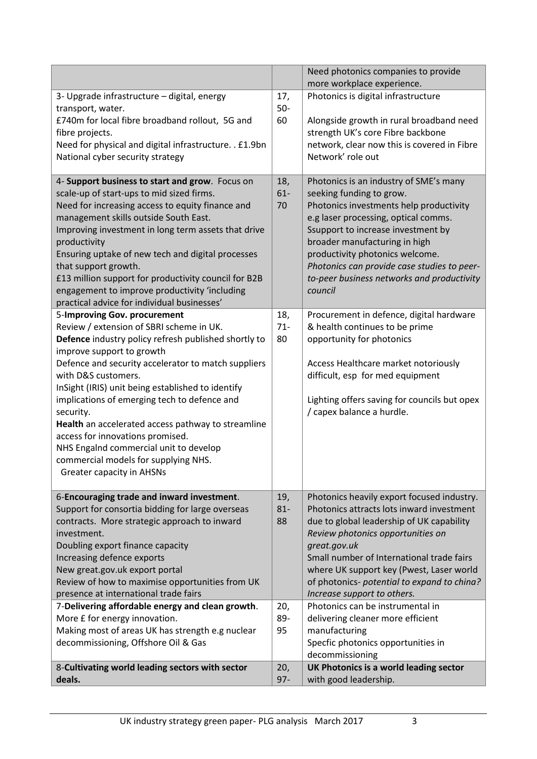| | | |
|---|---|---|
| | | Need photonics companies to provide more workplace experience. |
| 3- Upgrade infrastructure – digital, energy transport, water.<br>£740m for local fibre broadband rollout, 5G and fibre projects.<br>Need for physical and digital infrastructure. . £1.9bn National cyber security strategy | 17, 50-60 | Photonics is digital infrastructure<br><br>Alongside growth in rural broadband need strength UK's core Fibre backbone network, clear now this is covered in Fibre Network' role out |
| 4- **Support business to start and grow**. Focus on scale-up of start-ups to mid sized firms.<br>Need for increasing access to equity finance and management skills outside South East.<br>Improving investment in long term assets that drive productivity<br>Ensuring uptake of new tech and digital processes that support growth.<br>£13 million support for productivity council for B2B engagement to improve productivity 'including practical advice for individual businesses' | 18, 61-70 | Photonics is an industry of SME's many seeking funding to grow.<br>Photonics investments help productivity e.g laser processing, optical comms.<br>Ssupport to increase investment by broader manufacturing in high productivity photonics welcome.<br>*Photonics can provide case studies to peer-to-peer business networks and productivity council* |
| 5-**Improving Gov. procurement**<br>Review / extension of SBRI scheme in UK.<br>**Defence** industry policy refresh published shortly to improve support to growth<br>Defence and security accelerator to match suppliers with D&S customers.<br>InSight (IRIS) unit being established to identify implications of emerging tech to defence and security.<br>**Health** an accelerated access pathway to streamline access for innovations promised.<br>NHS Engalnd commercial unit to develop commercial models for supplying NHS.<br>Greater capacity in AHSNs | 18, 71-80 | Procurement in defence, digital hardware & health continues to be prime opportunity for photonics<br><br>Access Healthcare market notoriously difficult, esp for med equipment<br><br>Lighting offers saving for councils but opex / capex balance a hurdle. |
| 6-**Encouraging trade and inward investment**.<br>Support for consortia bidding for large overseas contracts. More strategic approach to inward investment.<br>Doubling export finance capacity<br>Increasing defence exports<br>New great.gov.uk export portal<br>Review of how to maximise opportunities from UK presence at international trade fairs | 19, 81-88 | Photonics heavily export focused industry.<br>Photonics attracts lots inward investment due to global leadership of UK capability<br>*Review photonics opportunities on great.gov.uk*<br>Small number of International trade fairs where UK support key (Pwest, Laser world of photonics- *potential to expand to china? Increase support to others.* |
| 7-**Delivering affordable energy and clean growth**.<br>More £ for energy innovation.<br>Making most of areas UK has strength e.g nuclear decommissioning, Offshore Oil & Gas | 20, 89-95 | Photonics can be instrumental in delivering cleaner more efficient manufacturing<br>Specfic photonics opportunities in decommissioning |
| 8-**Cultivating world leading sectors with sector deals.** | 20, 97- | **UK Photonics is a world leading sector** with good leadership. |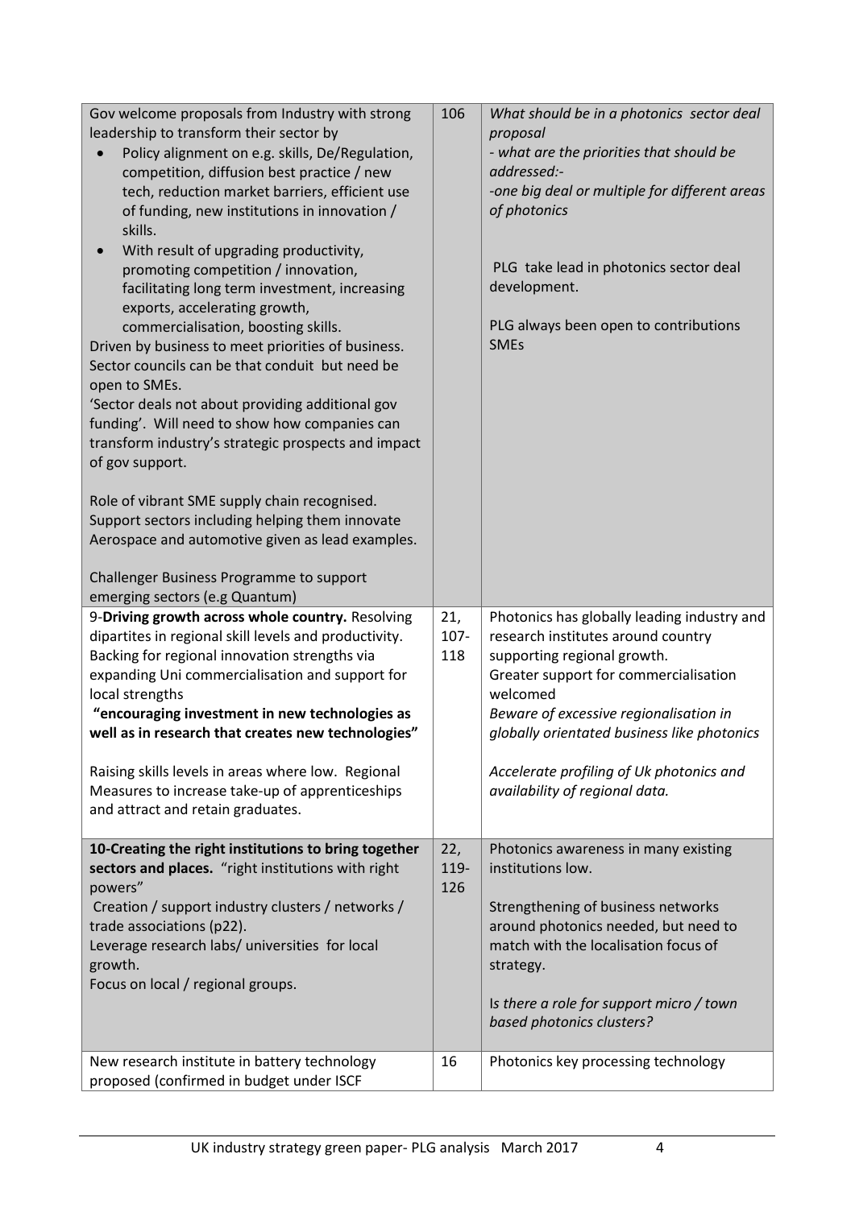| | | |
|---|---|---|
| Gov welcome proposals from Industry with strong leadership to transform their sector by<br>• Policy alignment on e.g. skills, De/Regulation, competition, diffusion best practice / new tech, reduction market barriers, efficient use of funding, new institutions in innovation / skills.<br>• With result of upgrading productivity, promoting competition / innovation, facilitating long term investment, increasing exports, accelerating growth, commercialisation, boosting skills.<br>Driven by business to meet priorities of business. Sector councils can be that conduit but need be open to SMEs.<br>'Sector deals not about providing additional gov funding'. Will need to show how companies can transform industry's strategic prospects and impact of gov support.<br><br>Role of vibrant SME supply chain recognised. Support sectors including helping them innovate Aerospace and automotive given as lead examples.<br><br>Challenger Business Programme to support emerging sectors (e.g Quantum) | 106 | *What should be in a photonics sector deal proposal*<br>*- what are the priorities that should be addressed:-*<br>*-one big deal or multiple for different areas of photonics*<br><br>PLG take lead in photonics sector deal development.<br><br>PLG always been open to contributions SMEs |
| 9-**Driving growth across whole country.** Resolving dipartites in regional skill levels and productivity. Backing for regional innovation strengths via expanding Uni commercialisation and support for local strengths<br>**"encouraging investment in new technologies as well as in research that creates new technologies"**<br><br>Raising skills levels in areas where low. Regional Measures to increase take-up of apprenticeships and attract and retain graduates. | 21, 107-118 | Photonics has globally leading industry and research institutes around country supporting regional growth.<br>Greater support for commercialisation welcomed<br>*Beware of excessive regionalisation in globally orientated business like photonics*<br><br>*Accelerate profiling of Uk photonics and availability of regional data.* |
| **10-Creating the right institutions to bring together sectors and places.** "right institutions with right powers"<br>Creation / support industry clusters / networks / trade associations (p22).<br>Leverage research labs/ universities for local growth.<br>Focus on local / regional groups. | 22, 119-126 | Photonics awareness in many existing institutions low.<br><br>Strengthening of business networks around photonics needed, but need to match with the localisation focus of strategy.<br><br>*Is there a role for support micro / town based photonics clusters?* |
| New research institute in battery technology proposed (confirmed in budget under ISCF | 16 | Photonics key processing technology |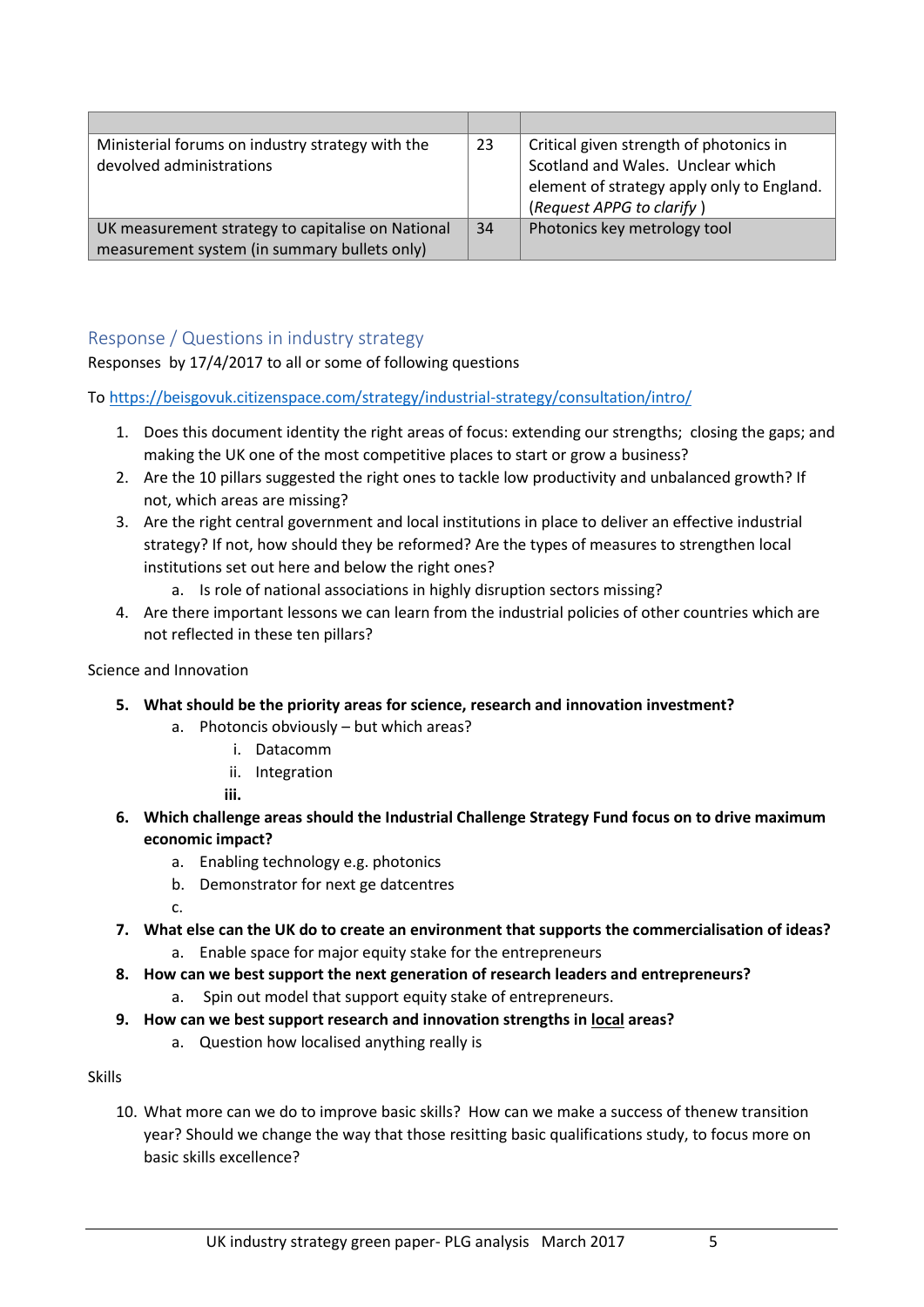| | | |
|---|---|---|
| Ministerial forums on industry strategy with the devolved administrations | 23 | Critical given strength of photonics in Scotland and Wales. Unclear which element of strategy apply only to England. (*Request APPG to clarify* ) |
| UK measurement strategy to capitalise on National measurement system (in summary bullets only) | 34 | Photonics key metrology tool |

## Response / Questions in industry strategy

Responses by 17/4/2017 to all or some of following questions

To https://beisgovuk.citizenspace.com/strategy/industrial-strategy/consultation/intro/

1. Does this document identity the right areas of focus: extending our strengths; closing the gaps; and making the UK one of the most competitive places to start or grow a business?
2. Are the 10 pillars suggested the right ones to tackle low productivity and unbalanced growth? If not, which areas are missing?
3. Are the right central government and local institutions in place to deliver an effective industrial strategy? If not, how should they be reformed? Are the types of measures to strengthen local institutions set out here and below the right ones?
    a. Is role of national associations in highly disruption sectors missing?
4. Are there important lessons we can learn from the industrial policies of other countries which are not reflected in these ten pillars?

Science and Innovation

5. **What should be the priority areas for science, research and innovation investment?**
    a. Photoncis obviously – but which areas?
        i. Datacomm
        ii. Integration
        iii.
6. **Which challenge areas should the Industrial Challenge Strategy Fund focus on to drive maximum economic impact?**
    a. Enabling technology e.g. photonics
    b. Demonstrator for next ge datcentres
    c.
7. **What else can the UK do to create an environment that supports the commercialisation of ideas?**
    a. Enable space for major equity stake for the entrepreneurs
8. **How can we best support the next generation of research leaders and entrepreneurs?**
    a. Spin out model that support equity stake of entrepreneurs.
9. **How can we best support research and innovation strengths in local areas?**
    a. Question how localised anything really is

Skills

10. What more can we do to improve basic skills? How can we make a success of thenew transition year? Should we change the way that those resitting basic qualifications study, to focus more on basic skills excellence?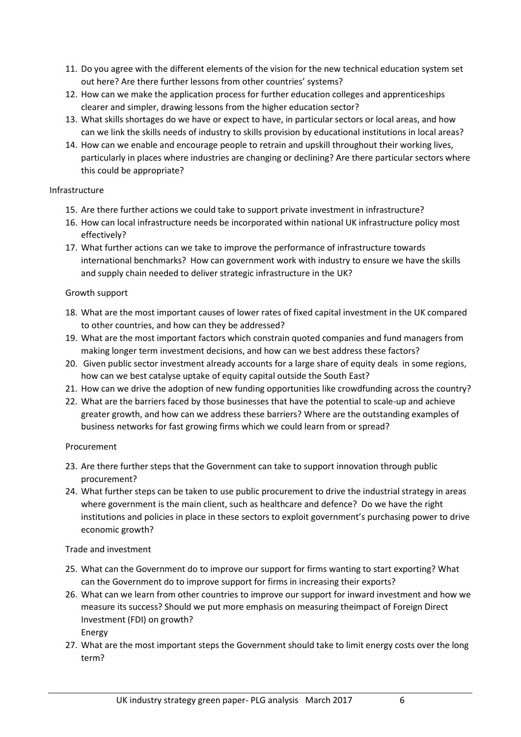11. Do you agree with the different elements of the vision for the new technical education system set out here? Are there further lessons from other countries' systems?
12. How can we make the application process for further education colleges and apprenticeships clearer and simpler, drawing lessons from the higher education sector?
13. What skills shortages do we have or expect to have, in particular sectors or local areas, and how can we link the skills needs of industry to skills provision by educational institutions in local areas?
14. How can we enable and encourage people to retrain and upskill throughout their working lives, particularly in places where industries are changing or declining? Are there particular sectors where this could be appropriate?

Infrastructure

15. Are there further actions we could take to support private investment in infrastructure?
16. How can local infrastructure needs be incorporated within national UK infrastructure policy most effectively?
17. What further actions can we take to improve the performance of infrastructure towards international benchmarks? How can government work with industry to ensure we have the skills and supply chain needed to deliver strategic infrastructure in the UK?

Growth support

18. What are the most important causes of lower rates of fixed capital investment in the UK compared to other countries, and how can they be addressed?
19. What are the most important factors which constrain quoted companies and fund managers from making longer term investment decisions, and how can we best address these factors?
20. Given public sector investment already accounts for a large share of equity deals in some regions, how can we best catalyse uptake of equity capital outside the South East?
21. How can we drive the adoption of new funding opportunities like crowdfunding across the country?
22. What are the barriers faced by those businesses that have the potential to scale-up and achieve greater growth, and how can we address these barriers? Where are the outstanding examples of business networks for fast growing firms which we could learn from or spread?

Procurement

23. Are there further steps that the Government can take to support innovation through public procurement?
24. What further steps can be taken to use public procurement to drive the industrial strategy in areas where government is the main client, such as healthcare and defence? Do we have the right institutions and policies in place in these sectors to exploit government's purchasing power to drive economic growth?

Trade and investment

25. What can the Government do to improve our support for firms wanting to start exporting? What can the Government do to improve support for firms in increasing their exports?
26. What can we learn from other countries to improve our support for inward investment and how we measure its success? Should we put more emphasis on measuring theimpact of Foreign Direct Investment (FDI) on growth?

Energy

27. What are the most important steps the Government should take to limit energy costs over the long term?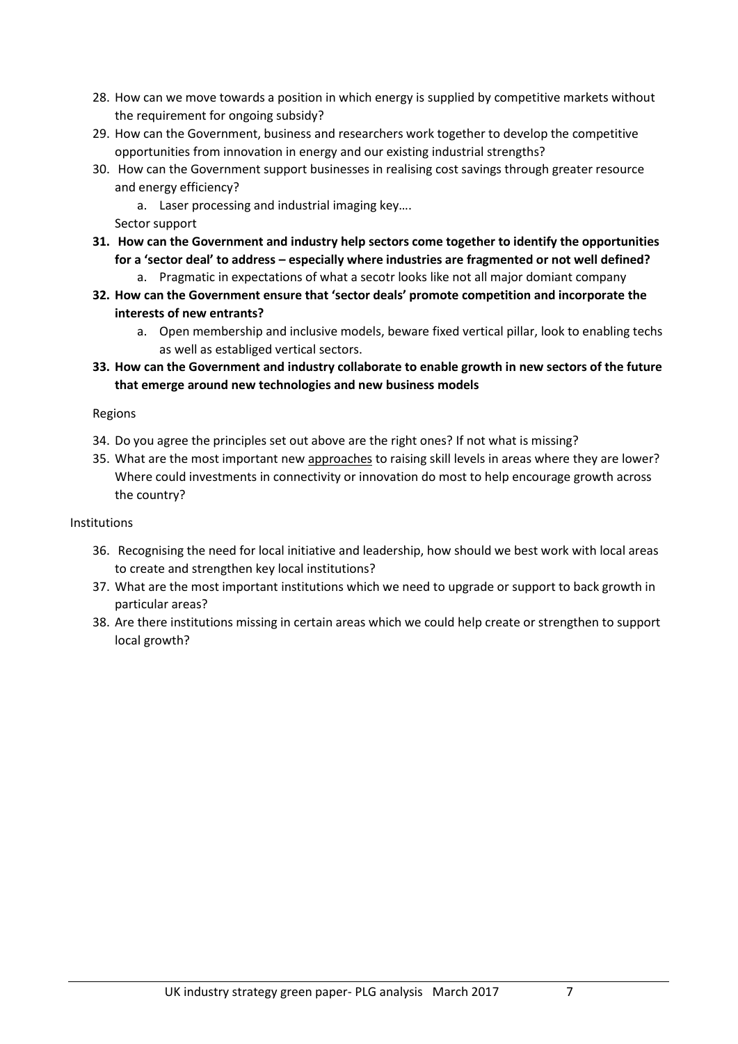28. How can we move towards a position in which energy is supplied by competitive markets without the requirement for ongoing subsidy?
29. How can the Government, business and researchers work together to develop the competitive opportunities from innovation in energy and our existing industrial strengths?
30. How can the Government support businesses in realising cost savings through greater resource and energy efficiency?
    a. Laser processing and industrial imaging key….

Sector support

31. **How can the Government and industry help sectors come together to identify the opportunities for a 'sector deal' to address – especially where industries are fragmented or not well defined?**
    a. Pragmatic in expectations of what a secotr looks like not all major domiant company
32. **How can the Government ensure that 'sector deals' promote competition and incorporate the interests of new entrants?**
    a. Open membership and inclusive models, beware fixed vertical pillar, look to enabling techs as well as establiged vertical sectors.
33. **How can the Government and industry collaborate to enable growth in new sectors of the future that emerge around new technologies and new business models**

Regions

34. Do you agree the principles set out above are the right ones? If not what is missing?
35. What are the most important new approaches to raising skill levels in areas where they are lower? Where could investments in connectivity or innovation do most to help encourage growth across the country?

Institutions

36. Recognising the need for local initiative and leadership, how should we best work with local areas to create and strengthen key local institutions?
37. What are the most important institutions which we need to upgrade or support to back growth in particular areas?
38. Are there institutions missing in certain areas which we could help create or strengthen to support local growth?